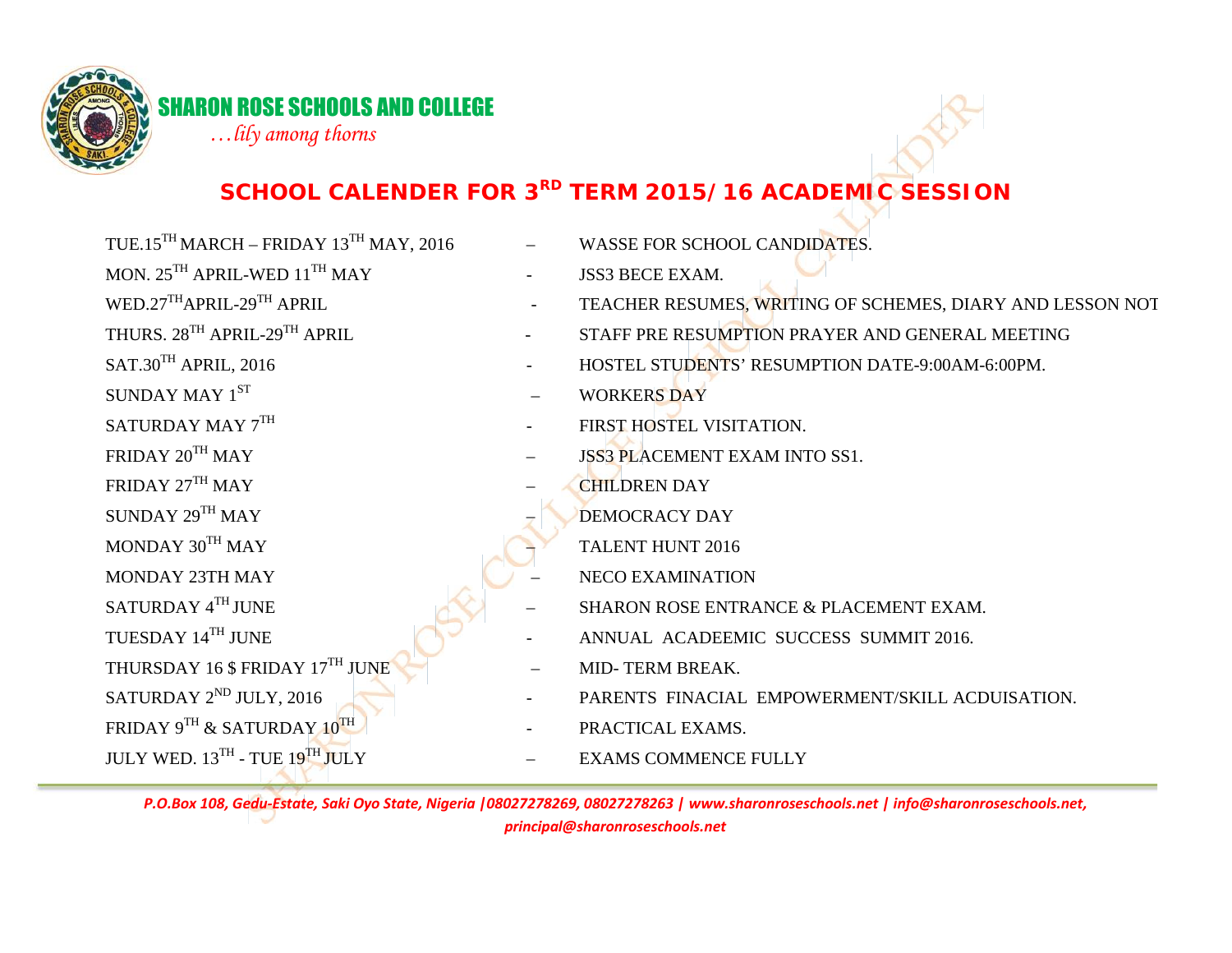**SHARON ROSE SCHOOLS AND COLLEGE**

*…lily among thorns*

# SCHOOL CALENDER FOR 3RD TERM 2015/16 ACADEMIC SESSION

| | | |
|---|---|---|
| TUE.15TH MARCH – FRIDAY 13TH MAY, 2016 | – | WASSE FOR SCHOOL CANDIDATES. |
| MON. 25TH APRIL-WED 11TH MAY | - | JSS3 BECE EXAM. |
| WED.27THAPRIL-29TH APRIL | - | TEACHER RESUMES, WRITING OF SCHEMES, DIARY AND LESSON NOT |
| THURS. 28TH APRIL-29TH APRIL | - | STAFF PRE RESUMPTION PRAYER AND GENERAL MEETING |
| SAT.30TH APRIL, 2016 | - | HOSTEL STUDENTS' RESUMPTION DATE-9:00AM-6:00PM. |
| SUNDAY MAY 1ST | – | WORKERS DAY |
| SATURDAY MAY 7TH | - | FIRST HOSTEL VISITATION. |
| FRIDAY 20TH MAY | – | JSS3 PLACEMENT EXAM INTO SS1. |
| FRIDAY 27TH MAY | – | CHILDREN DAY |
| SUNDAY 29TH MAY | – | DEMOCRACY DAY |
| MONDAY 30TH MAY | – | TALENT HUNT 2016 |
| MONDAY 23TH MAY | – | NECO EXAMINATION |
| SATURDAY 4TH JUNE | – | SHARON ROSE ENTRANCE & PLACEMENT EXAM. |
| TUESDAY 14TH JUNE | - | ANNUAL ACADEEMIC SUCCESS SUMMIT 2016. |
| THURSDAY 16 $ FRIDAY 17TH JUNE | – | MID- TERM BREAK. |
| SATURDAY 2ND JULY, 2016 | - | PARENTS FINACIAL EMPOWERMENT/SKILL ACDUISATION. |
| FRIDAY 9TH & SATURDAY 10TH | - | PRACTICAL EXAMS. |
| JULY WED. 13TH - TUE 19TH JULY | – | EXAMS COMMENCE FULLY |

*P.O.Box 108, Gedu-Estate, Saki Oyo State, Nigeria |08027278269, 08027278263 | www.sharonroseschools.net | info@sharonroseschools.net, principal@sharonroseschools.net*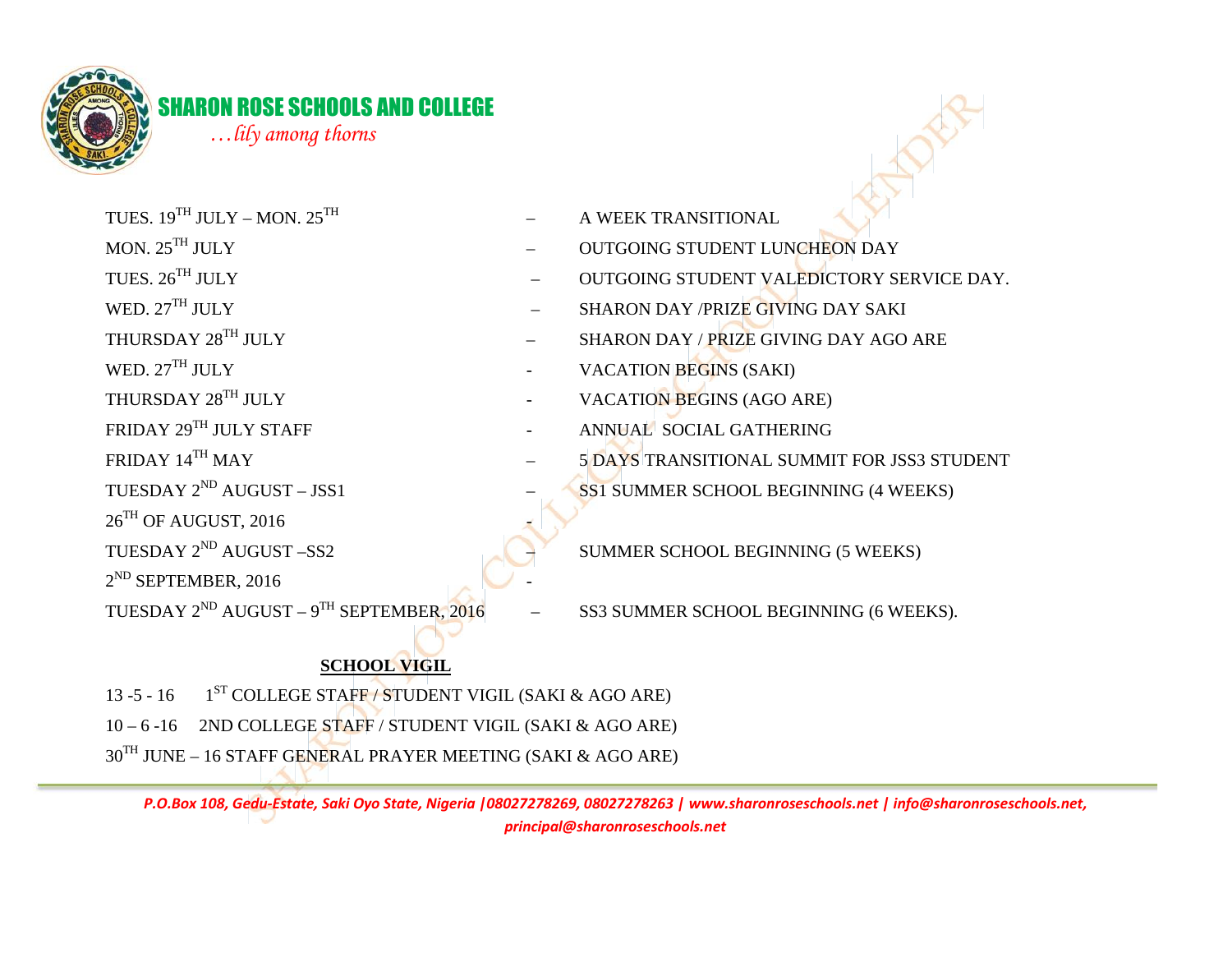# SHARON ROSE SCHOOLS AND COLLEGE

*…lily among thorns*

| | | |
|---|---|---|
| TUES. 19TH JULY – MON. 25TH | – | A WEEK TRANSITIONAL |
| MON. 25TH JULY | – | OUTGOING STUDENT LUNCHEON DAY |
| TUES. 26TH JULY | – | OUTGOING STUDENT VALEDICTORY SERVICE DAY. |
| WED. 27TH JULY | – | SHARON DAY /PRIZE GIVING DAY SAKI |
| THURSDAY 28TH JULY | – | SHARON DAY / PRIZE GIVING DAY AGO ARE |
| WED. 27TH JULY | - | VACATION BEGINS (SAKI) |
| THURSDAY 28TH JULY | - | VACATION BEGINS (AGO ARE) |
| FRIDAY 29TH JULY STAFF | - | ANNUAL SOCIAL GATHERING |
| FRIDAY 14TH MAY | – | 5 DAYS TRANSITIONAL SUMMIT FOR JSS3 STUDENT |
| TUESDAY 2ND AUGUST – JSS1 | – | SS1 SUMMER SCHOOL BEGINNING (4 WEEKS) |
| 26TH OF AUGUST, 2016 | - | |
| TUESDAY 2ND AUGUST –SS2 | – | SUMMER SCHOOL BEGINNING (5 WEEKS) |
| 2ND SEPTEMBER, 2016 | - | |
| TUESDAY 2ND AUGUST – 9TH SEPTEMBER, 2016 | – | SS3 SUMMER SCHOOL BEGINNING (6 WEEKS). |

**SCHOOL VIGIL**

13 -5 - 16 1ST COLLEGE STAFF / STUDENT VIGIL (SAKI & AGO ARE)

10 – 6 -16 2ND COLLEGE STAFF / STUDENT VIGIL (SAKI & AGO ARE)

30TH JUNE – 16 STAFF GENERAL PRAYER MEETING (SAKI & AGO ARE)

*P.O.Box 108, Gedu-Estate, Saki Oyo State, Nigeria |08027278269, 08027278263 | www.sharonroseschools.net | info@sharonroseschools.net, principal@sharonroseschools.net*